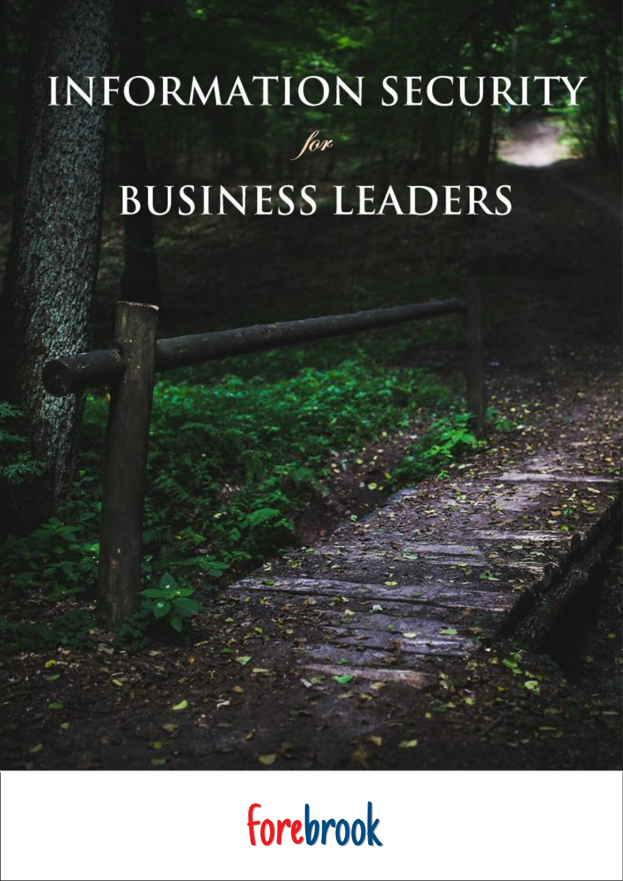# INFORMATION SECURITY

*for*

# BUSINESS LEADERS

forebrook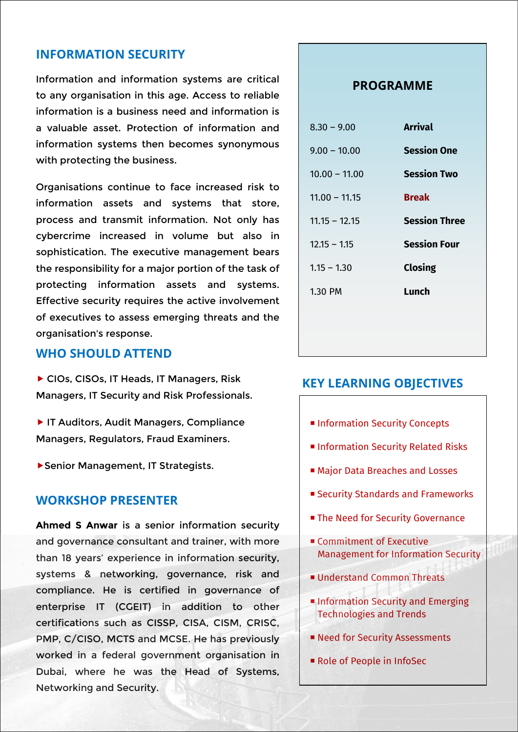## INFORMATION SECURITY

Information and information systems are critical to any organisation in this age. Access to reliable information is a business need and information is a valuable asset. Protection of information and information systems then becomes synonymous with protecting the business.

Organisations continue to face increased risk to information assets and systems that store, process and transmit information. Not only has cybercrime increased in volume but also in sophistication. The executive management bears the responsibility for a major portion of the task of protecting information assets and systems. Effective security requires the active involvement of executives to assess emerging threats and the organisation's response.

## WHO SHOULD ATTEND

- CIOs, CISOs, IT Heads, IT Managers, Risk Managers, IT Security and Risk Professionals.
- IT Auditors, Audit Managers, Compliance Managers, Regulators, Fraud Examiners.
- Senior Management, IT Strategists.

## WORKSHOP PRESENTER

**Ahmed S Anwar** is a senior information security and governance consultant and trainer, with more than 18 years' experience in information security, systems & networking, governance, risk and compliance. He is certified in governance of enterprise IT (CGEIT) in addition to other certifications such as CISSP, CISA, CISM, CRISC, PMP, C/CISO, MCTS and MCSE. He has previously worked in a federal government organisation in Dubai, where he was the Head of Systems, Networking and Security.

## PROGRAMME

| Time | Activity |
|---|---|
| 8.30 – 9.00 | **Arrival** |
| 9.00 – 10.00 | **Session One** |
| 10.00 – 11.00 | **Session Two** |
| 11.00 – 11.15 | **Break** |
| 11.15 – 12.15 | **Session Three** |
| 12.15 – 1.15 | **Session Four** |
| 1.15 – 1.30 | **Closing** |
| 1.30 PM | **Lunch** |

## KEY LEARNING OBJECTIVES

- Information Security Concepts
- Information Security Related Risks
- Major Data Breaches and Losses
- Security Standards and Frameworks
- The Need for Security Governance
- Commitment of Executive Management for Information Security
- Understand Common Threats
- Information Security and Emerging Technologies and Trends
- Need for Security Assessments
- Role of People in InfoSec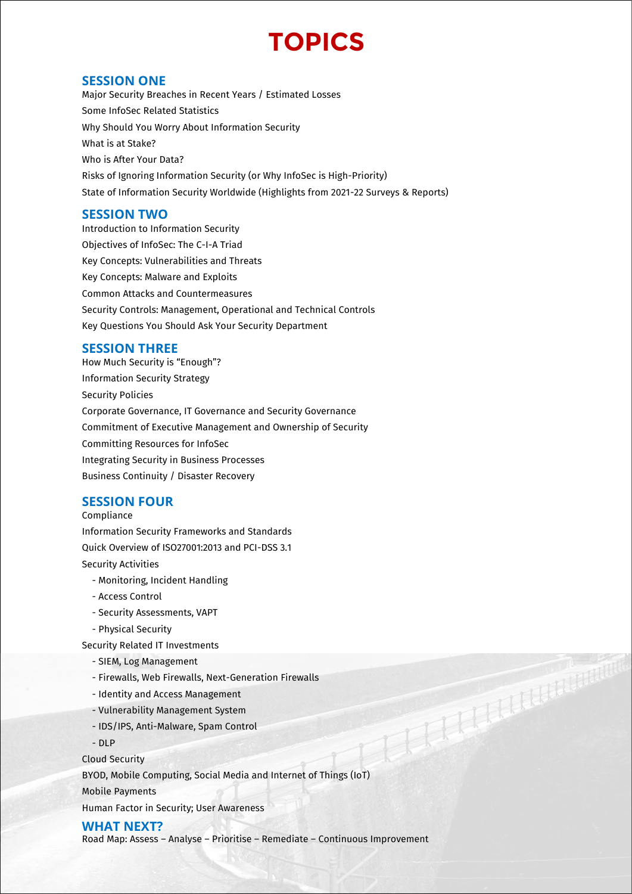# TOPICS

## SESSION ONE

Major Security Breaches in Recent Years / Estimated Losses

Some InfoSec Related Statistics

Why Should You Worry About Information Security

What is at Stake?

Who is After Your Data?

Risks of Ignoring Information Security (or Why InfoSec is High-Priority)

State of Information Security Worldwide (Highlights from 2021-22 Surveys & Reports)

## SESSION TWO

Introduction to Information Security

Objectives of InfoSec: The C-I-A Triad

Key Concepts: Vulnerabilities and Threats

Key Concepts: Malware and Exploits

Common Attacks and Countermeasures

Security Controls: Management, Operational and Technical Controls

Key Questions You Should Ask Your Security Department

## SESSION THREE

How Much Security is "Enough"?

Information Security Strategy

Security Policies

Corporate Governance, IT Governance and Security Governance

Commitment of Executive Management and Ownership of Security

Committing Resources for InfoSec

Integrating Security in Business Processes

Business Continuity / Disaster Recovery

## SESSION FOUR

Compliance

Information Security Frameworks and Standards

Quick Overview of ISO27001:2013 and PCI-DSS 3.1

Security Activities

- Monitoring, Incident Handling
- Access Control
- Security Assessments, VAPT
- Physical Security

Security Related IT Investments

- SIEM, Log Management
- Firewalls, Web Firewalls, Next-Generation Firewalls
- Identity and Access Management
- Vulnerability Management System
- IDS/IPS, Anti-Malware, Spam Control
- DLP

Cloud Security

BYOD, Mobile Computing, Social Media and Internet of Things (IoT)

Mobile Payments

Human Factor in Security; User Awareness

## WHAT NEXT?

Road Map: Assess – Analyse – Prioritise – Remediate – Continuous Improvement